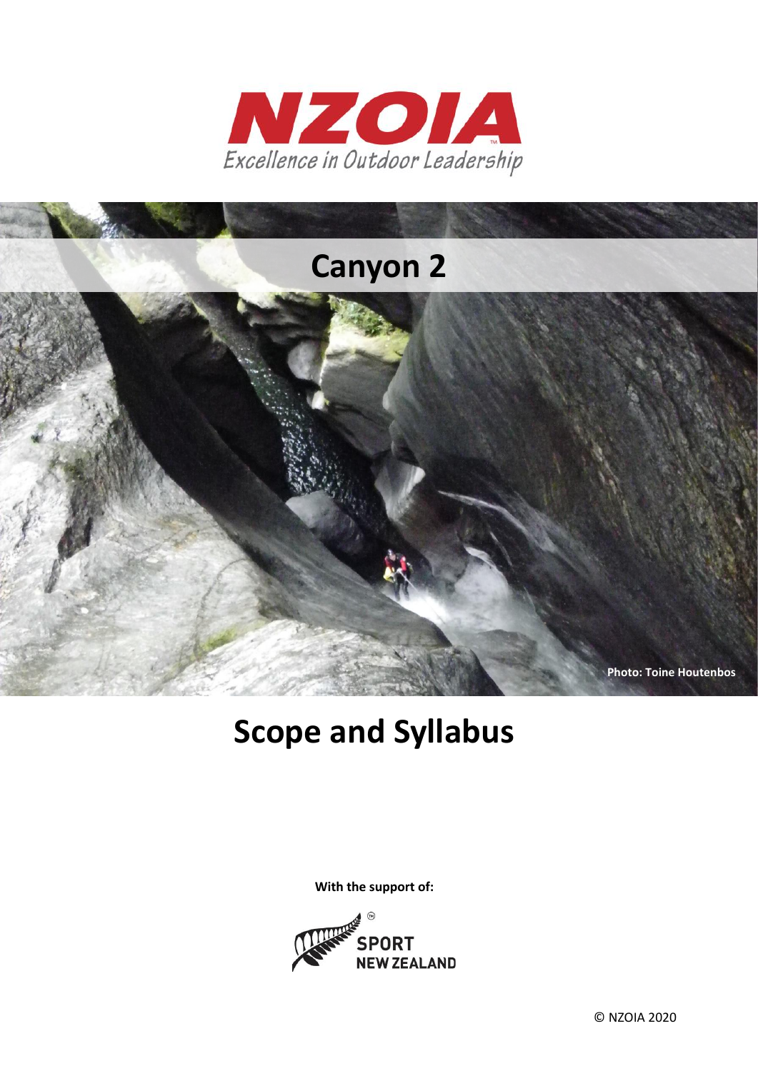NZOIA

Excellence in Outdoor Leadership

# Canyon 2

Photo: Toine Houtenbos

# Scope and Syllabus

**With the support of:**

SPORT NEW ZEALAND

© NZOIA 2020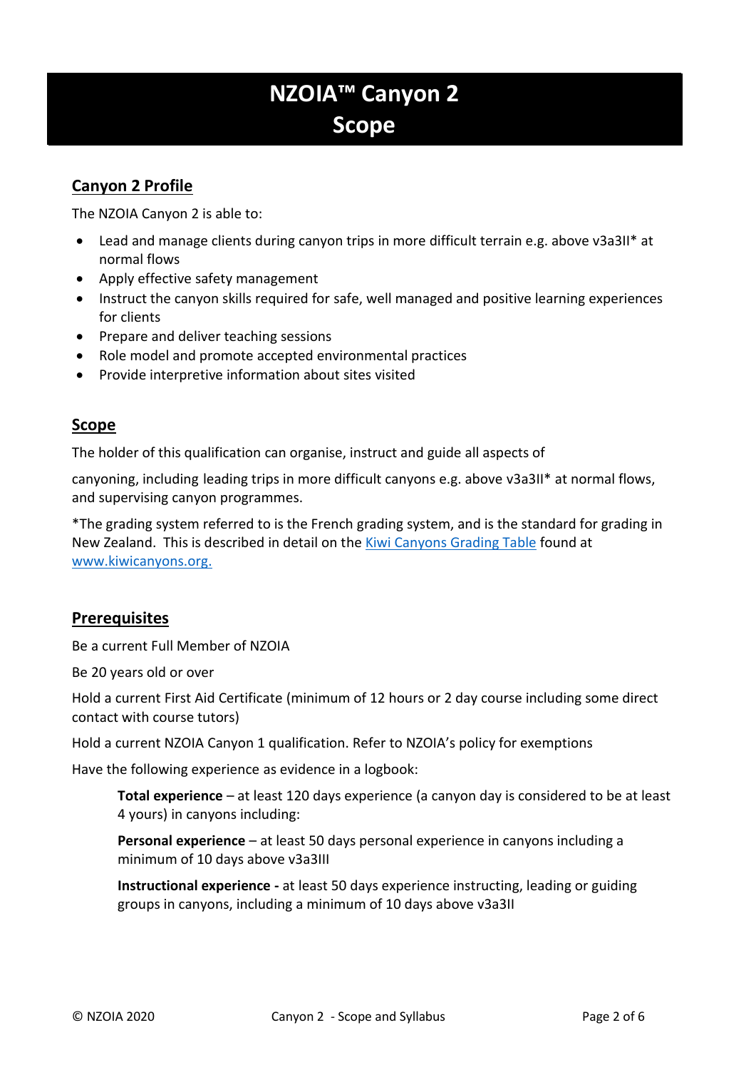# NZOIA™ Canyon 2
# Scope

## Canyon 2 Profile

The NZOIA Canyon 2 is able to:

- Lead and manage clients during canyon trips in more difficult terrain e.g. above v3a3II* at normal flows
- Apply effective safety management
- Instruct the canyon skills required for safe, well managed and positive learning experiences for clients
- Prepare and deliver teaching sessions
- Role model and promote accepted environmental practices
- Provide interpretive information about sites visited

## Scope

The holder of this qualification can organise, instruct and guide all aspects of

canyoning, including leading trips in more difficult canyons e.g. above v3a3II* at normal flows, and supervising canyon programmes.

*The grading system referred to is the French grading system, and is the standard for grading in New Zealand. This is described in detail on the Kiwi Canyons Grading Table found at www.kiwicanyons.org.

## Prerequisites

Be a current Full Member of NZOIA

Be 20 years old or over

Hold a current First Aid Certificate (minimum of 12 hours or 2 day course including some direct contact with course tutors)

Hold a current NZOIA Canyon 1 qualification. Refer to NZOIA's policy for exemptions

Have the following experience as evidence in a logbook:

> **Total experience** – at least 120 days experience (a canyon day is considered to be at least 4 yours) in canyons including:
>
> **Personal experience** – at least 50 days personal experience in canyons including a minimum of 10 days above v3a3III
>
> **Instructional experience -** at least 50 days experience instructing, leading or guiding groups in canyons, including a minimum of 10 days above v3a3II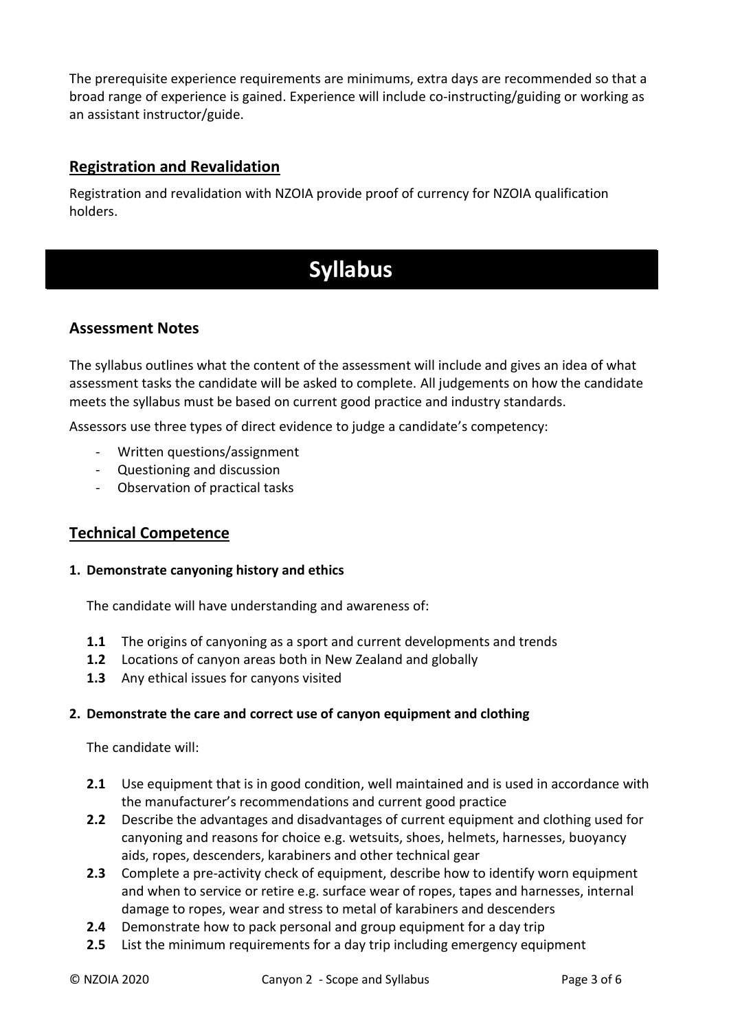The prerequisite experience requirements are minimums, extra days are recommended so that a broad range of experience is gained. Experience will include co-instructing/guiding or working as an assistant instructor/guide.

## Registration and Revalidation

Registration and revalidation with NZOIA provide proof of currency for NZOIA qualification holders.

# Syllabus

### Assessment Notes

The syllabus outlines what the content of the assessment will include and gives an idea of what assessment tasks the candidate will be asked to complete. All judgements on how the candidate meets the syllabus must be based on current good practice and industry standards.

Assessors use three types of direct evidence to judge a candidate's competency:

- Written questions/assignment
- Questioning and discussion
- Observation of practical tasks

## Technical Competence

**1. Demonstrate canyoning history and ethics**

The candidate will have understanding and awareness of:

- **1.1** The origins of canyoning as a sport and current developments and trends
- **1.2** Locations of canyon areas both in New Zealand and globally
- **1.3** Any ethical issues for canyons visited

**2. Demonstrate the care and correct use of canyon equipment and clothing**

The candidate will:

- **2.1** Use equipment that is in good condition, well maintained and is used in accordance with the manufacturer's recommendations and current good practice
- **2.2** Describe the advantages and disadvantages of current equipment and clothing used for canyoning and reasons for choice e.g. wetsuits, shoes, helmets, harnesses, buoyancy aids, ropes, descenders, karabiners and other technical gear
- **2.3** Complete a pre-activity check of equipment, describe how to identify worn equipment and when to service or retire e.g. surface wear of ropes, tapes and harnesses, internal damage to ropes, wear and stress to metal of karabiners and descenders
- **2.4** Demonstrate how to pack personal and group equipment for a day trip
- **2.5** List the minimum requirements for a day trip including emergency equipment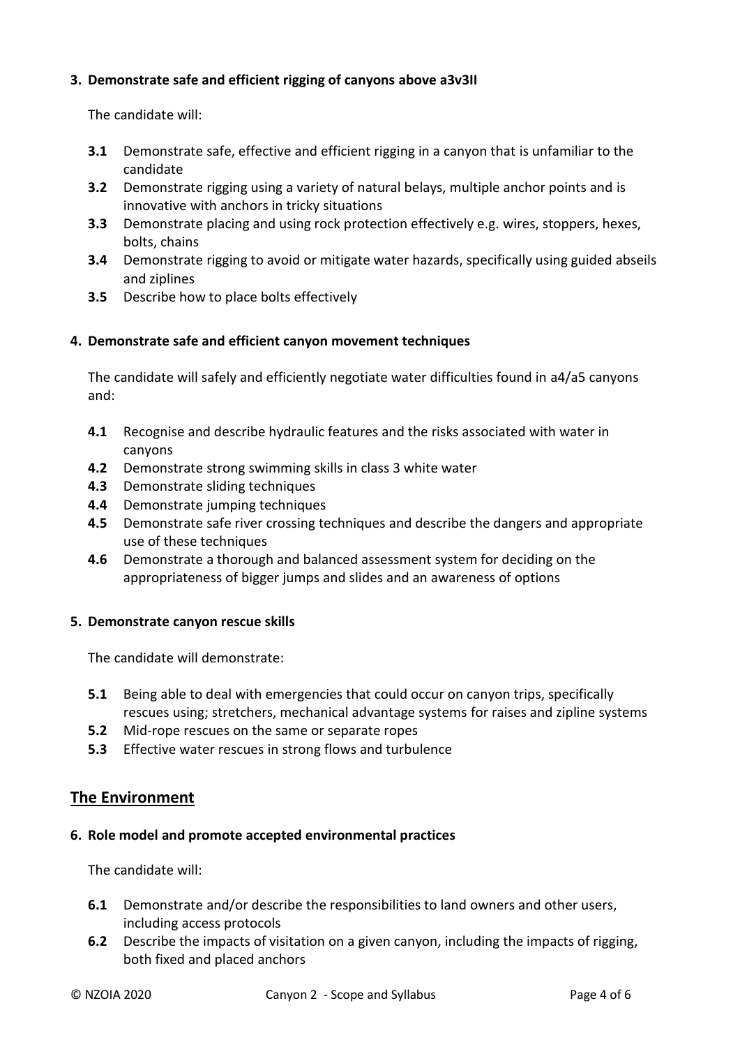**3. Demonstrate safe and efficient rigging of canyons above a3v3II**

The candidate will:

- **3.1** Demonstrate safe, effective and efficient rigging in a canyon that is unfamiliar to the candidate
- **3.2** Demonstrate rigging using a variety of natural belays, multiple anchor points and is innovative with anchors in tricky situations
- **3.3** Demonstrate placing and using rock protection effectively e.g. wires, stoppers, hexes, bolts, chains
- **3.4** Demonstrate rigging to avoid or mitigate water hazards, specifically using guided abseils and ziplines
- **3.5** Describe how to place bolts effectively

**4. Demonstrate safe and efficient canyon movement techniques**

The candidate will safely and efficiently negotiate water difficulties found in a4/a5 canyons and:

- **4.1** Recognise and describe hydraulic features and the risks associated with water in canyons
- **4.2** Demonstrate strong swimming skills in class 3 white water
- **4.3** Demonstrate sliding techniques
- **4.4** Demonstrate jumping techniques
- **4.5** Demonstrate safe river crossing techniques and describe the dangers and appropriate use of these techniques
- **4.6** Demonstrate a thorough and balanced assessment system for deciding on the appropriateness of bigger jumps and slides and an awareness of options

**5. Demonstrate canyon rescue skills**

The candidate will demonstrate:

- **5.1** Being able to deal with emergencies that could occur on canyon trips, specifically rescues using; stretchers, mechanical advantage systems for raises and zipline systems
- **5.2** Mid-rope rescues on the same or separate ropes
- **5.3** Effective water rescues in strong flows and turbulence

## The Environment

**6. Role model and promote accepted environmental practices**

The candidate will:

- **6.1** Demonstrate and/or describe the responsibilities to land owners and other users, including access protocols
- **6.2** Describe the impacts of visitation on a given canyon, including the impacts of rigging, both fixed and placed anchors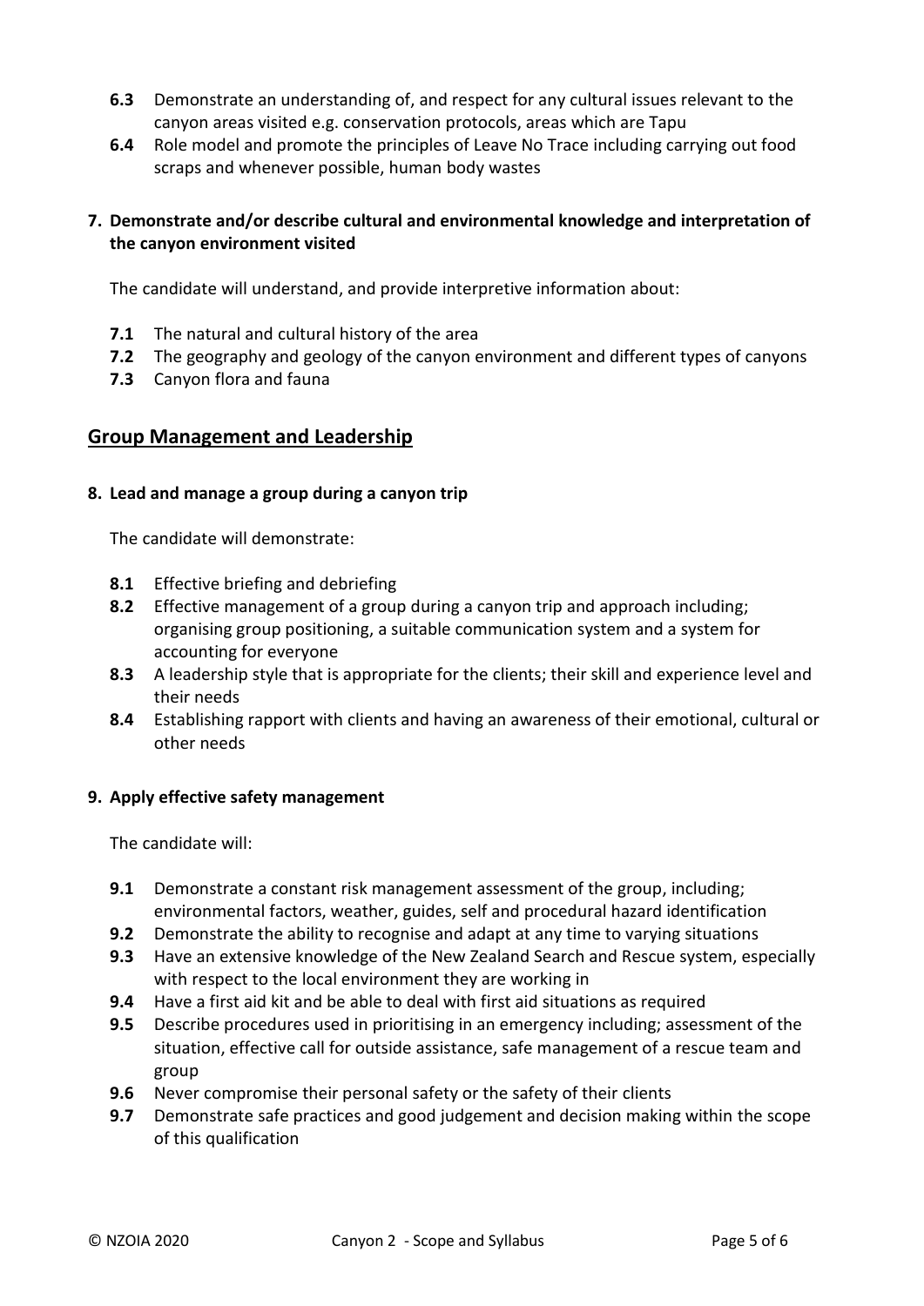**6.3** Demonstrate an understanding of, and respect for any cultural issues relevant to the canyon areas visited e.g. conservation protocols, areas which are Tapu

**6.4** Role model and promote the principles of Leave No Trace including carrying out food scraps and whenever possible, human body wastes

**7. Demonstrate and/or describe cultural and environmental knowledge and interpretation of the canyon environment visited**

The candidate will understand, and provide interpretive information about:

**7.1** The natural and cultural history of the area

**7.2** The geography and geology of the canyon environment and different types of canyons

**7.3** Canyon flora and fauna

## Group Management and Leadership

**8. Lead and manage a group during a canyon trip**

The candidate will demonstrate:

**8.1** Effective briefing and debriefing

**8.2** Effective management of a group during a canyon trip and approach including; organising group positioning, a suitable communication system and a system for accounting for everyone

**8.3** A leadership style that is appropriate for the clients; their skill and experience level and their needs

**8.4** Establishing rapport with clients and having an awareness of their emotional, cultural or other needs

**9. Apply effective safety management**

The candidate will:

**9.1** Demonstrate a constant risk management assessment of the group, including; environmental factors, weather, guides, self and procedural hazard identification

**9.2** Demonstrate the ability to recognise and adapt at any time to varying situations

**9.3** Have an extensive knowledge of the New Zealand Search and Rescue system, especially with respect to the local environment they are working in

**9.4** Have a first aid kit and be able to deal with first aid situations as required

**9.5** Describe procedures used in prioritising in an emergency including; assessment of the situation, effective call for outside assistance, safe management of a rescue team and group

**9.6** Never compromise their personal safety or the safety of their clients

**9.7** Demonstrate safe practices and good judgement and decision making within the scope of this qualification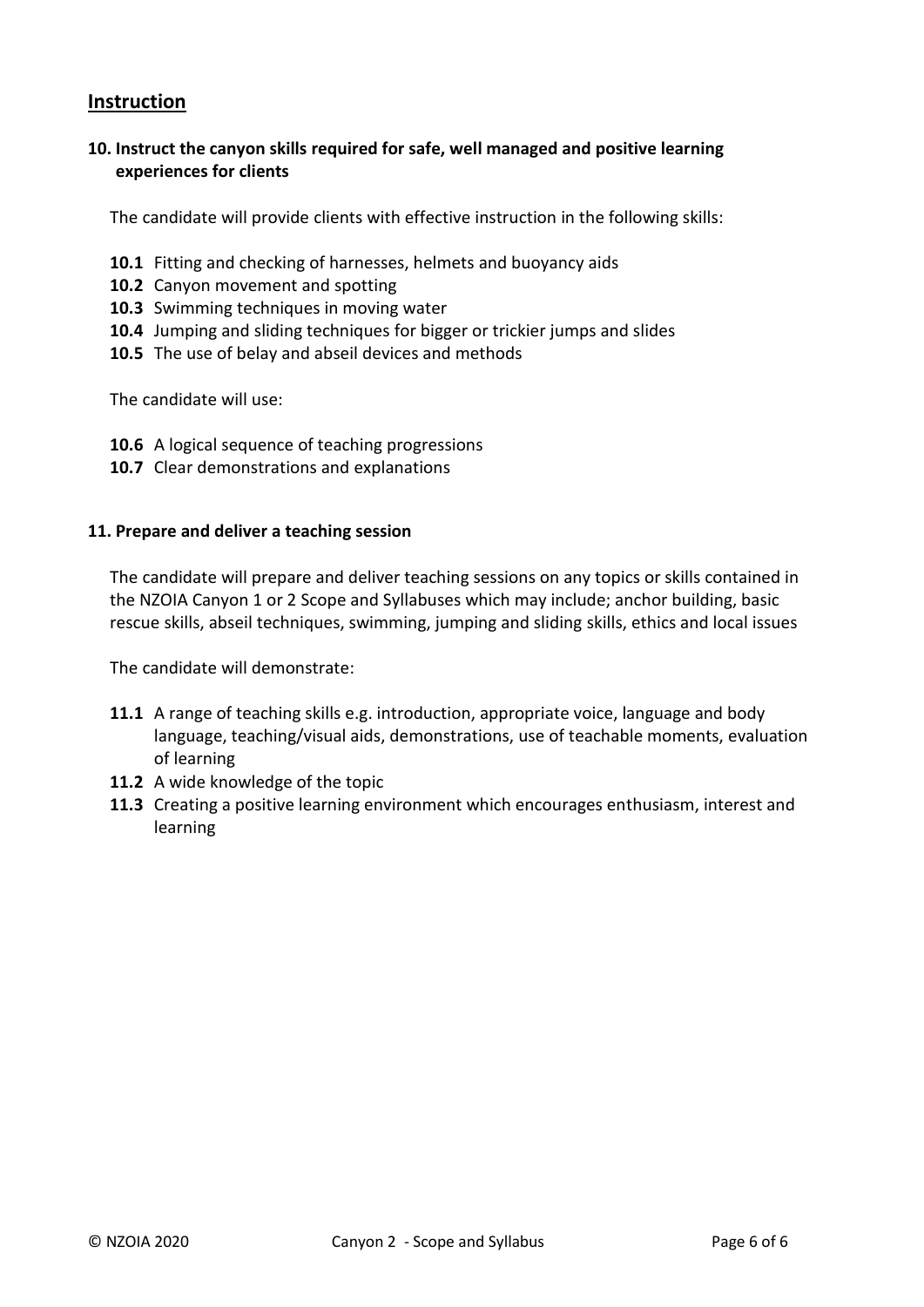## Instruction

### 10. Instruct the canyon skills required for safe, well managed and positive learning experiences for clients

The candidate will provide clients with effective instruction in the following skills:

- **10.1** Fitting and checking of harnesses, helmets and buoyancy aids
- **10.2** Canyon movement and spotting
- **10.3** Swimming techniques in moving water
- **10.4** Jumping and sliding techniques for bigger or trickier jumps and slides
- **10.5** The use of belay and abseil devices and methods

The candidate will use:

- **10.6** A logical sequence of teaching progressions
- **10.7** Clear demonstrations and explanations

### 11. Prepare and deliver a teaching session

The candidate will prepare and deliver teaching sessions on any topics or skills contained in the NZOIA Canyon 1 or 2 Scope and Syllabuses which may include; anchor building, basic rescue skills, abseil techniques, swimming, jumping and sliding skills, ethics and local issues

The candidate will demonstrate:

- **11.1** A range of teaching skills e.g. introduction, appropriate voice, language and body language, teaching/visual aids, demonstrations, use of teachable moments, evaluation of learning
- **11.2** A wide knowledge of the topic
- **11.3** Creating a positive learning environment which encourages enthusiasm, interest and learning